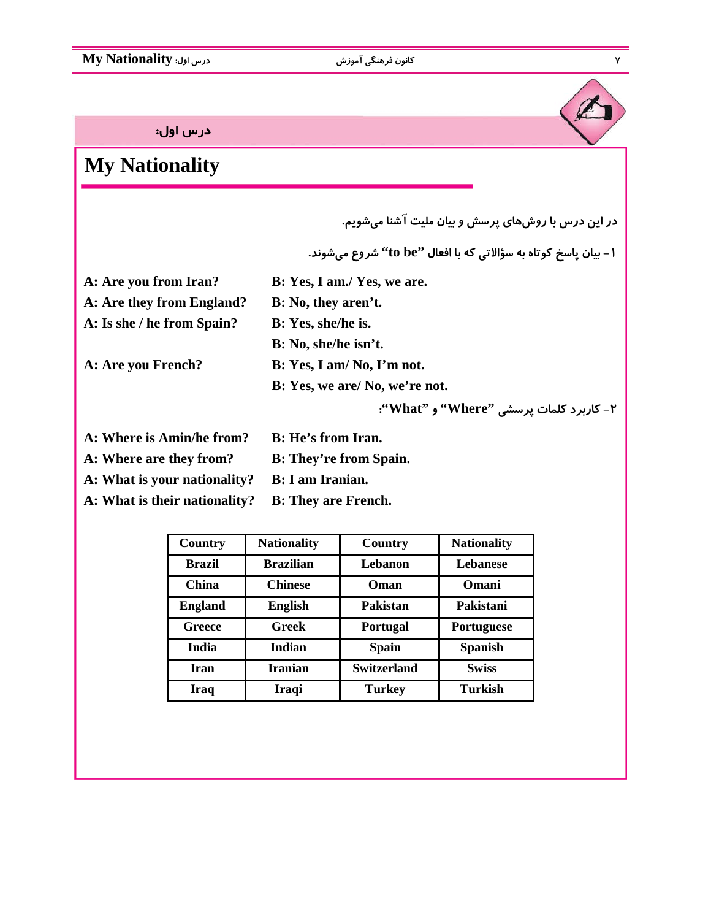درس اول:

# My Nationality

در این درس با روش‌های پرسش و بیان ملیت آشنا می‌شویم.

۱- بیان پاسخ کوتاه به سؤالاتی که با افعال "to be" شروع می‌شوند.

**A: Are you from Iran?** **B: Yes, I am./ Yes, we are.**

**A: Are they from England?** **B: No, they aren't.**

**A: Is she / he from Spain?** **B: Yes, she/he is.**

**B: No, she/he isn't.**

**A: Are you French?** **B: Yes, I am/ No, I'm not.**

**B: Yes, we are/ No, we're not.**

۲- کاربرد کلمات پرسشی "Where" و "What":

**A: Where is Amin/he from?** **B: He's from Iran.**

**A: Where are they from?** **B: They're from Spain.**

**A: What is your nationality?** **B: I am Iranian.**

**A: What is their nationality?** **B: They are French.**

| Country | Nationality | Country | Nationality |
|---|---|---|---|
| Brazil | Brazilian | Lebanon | Lebanese |
| China | Chinese | Oman | Omani |
| England | English | Pakistan | Pakistani |
| Greece | Greek | Portugal | Portuguese |
| India | Indian | Spain | Spanish |
| Iran | Iranian | Switzerland | Swiss |
| Iraq | Iraqi | Turkey | Turkish |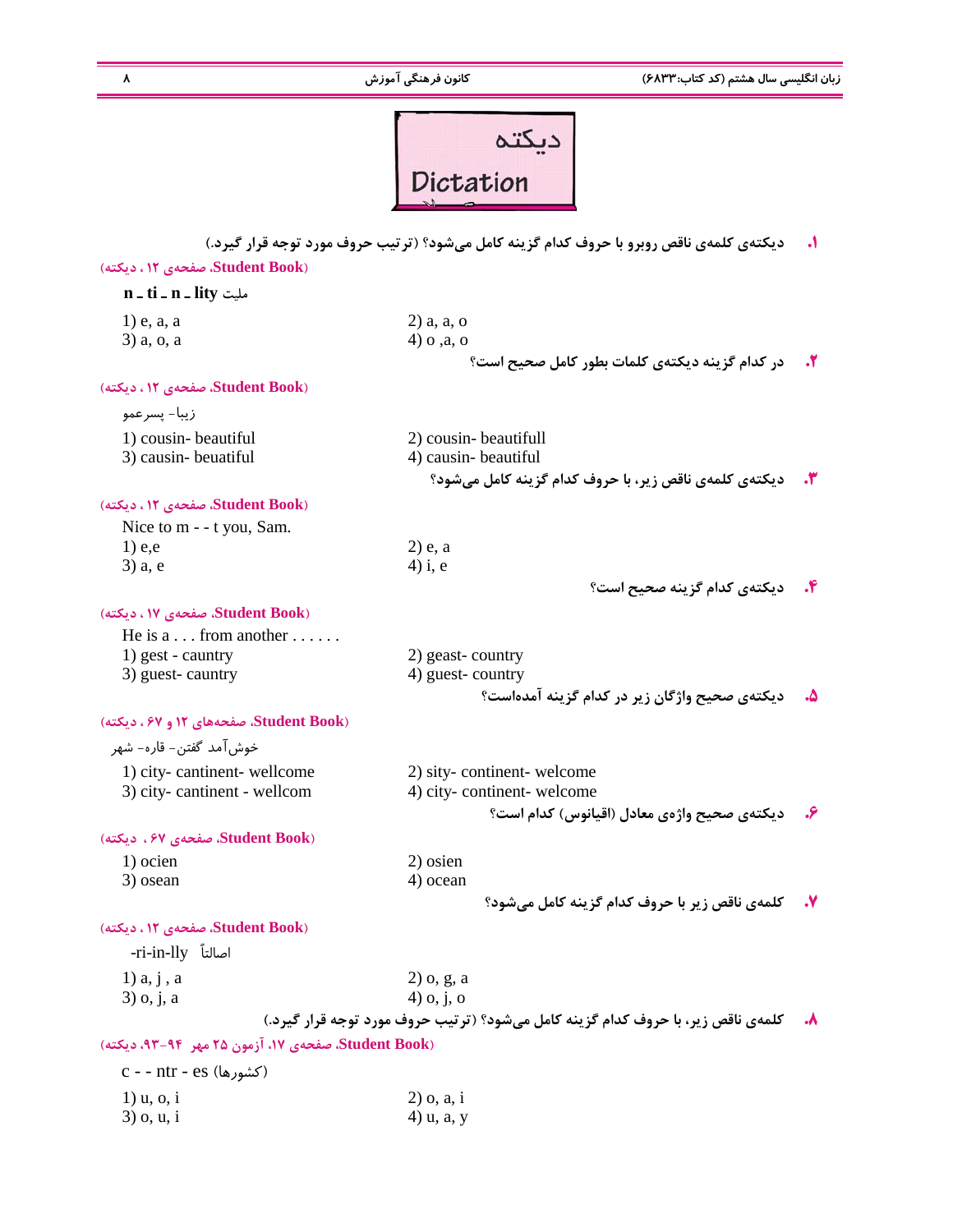# دیکته
# Dictation

**۱. دیکته‌ی کلمه‌ی ناقص روبرو با حروف کدام گزینه کامل می‌شود؟ (ترتیب حروف مورد توجه قرار گیرد.)**

(Student Book، صفحه‌ی ۱۲ ، دیکته)

**n _ ti _ n _ lity** ملیت

1) e, a, a
2) a, a, o
3) a, o, a
4) o ,a, o

**۲. در کدام گزینه دیکته‌ی کلمات بطور کامل صحیح است؟**

(Student Book، صفحه‌ی ۱۲ ، دیکته)

زیبا- پسرعمو

1) cousin- beautiful
2) cousin- beautifull
3) causin- beuatiful
4) causin- beautiful

**۳. دیکته‌ی کلمه‌ی ناقص زیر، با حروف کدام گزینه کامل می‌شود؟**

(Student Book، صفحه‌ی ۱۲ ، دیکته)

Nice to m - - t you, Sam.

1) e,e
2) e, a
3) a, e
4) i, e

**۴. دیکته‌ی کدام گزینه صحیح است؟**

(Student Book، صفحه‌ی ۱۷ ، دیکته)

He is a . . . from another . . . . . .

1) gest - cauntry
2) geast- country
3) guest- cauntry
4) guest- country

**۵. دیکته‌ی صحیح واژگان زیر در کدام گزینه آمده‌است؟**

(Student Book، صفحه‌های ۱۲ و ۶۷ ، دیکته)

خوش‌آمد گفتن- قاره- شهر

1) city- cantinent- wellcome
2) sity- continent- welcome
3) city- cantinent - wellcom
4) city- continent- welcome

**۶. دیکته‌ی صحیح واژه‌ی معادل (اقیانوس) کدام است؟**

(Student Book، صفحه‌ی ۶۷ ، دیکته)

1) ocien
2) osien
3) osean
4) ocean

**۷. کلمه‌ی ناقص زیر با حروف کدام گزینه کامل می‌شود؟**

(Student Book، صفحه‌ی ۱۲ ، دیکته)

-ri-in-lly اصالتاً

1) a, j , a
2) o, g, a
3) o, j, a
4) o, j, o

**۸. کلمه‌ی ناقص زیر، با حروف کدام گزینه کامل می‌شود؟ (ترتیب حروف مورد توجه قرار گیرد.)**

(Student Book، صفحه‌ی ۱۷، آزمون ۲۵ مهر ۹۴-۹۳، دیکته)

c - - ntr - es (کشورها)

1) u, o, i
2) o, a, i
3) o, u, i
4) u, a, y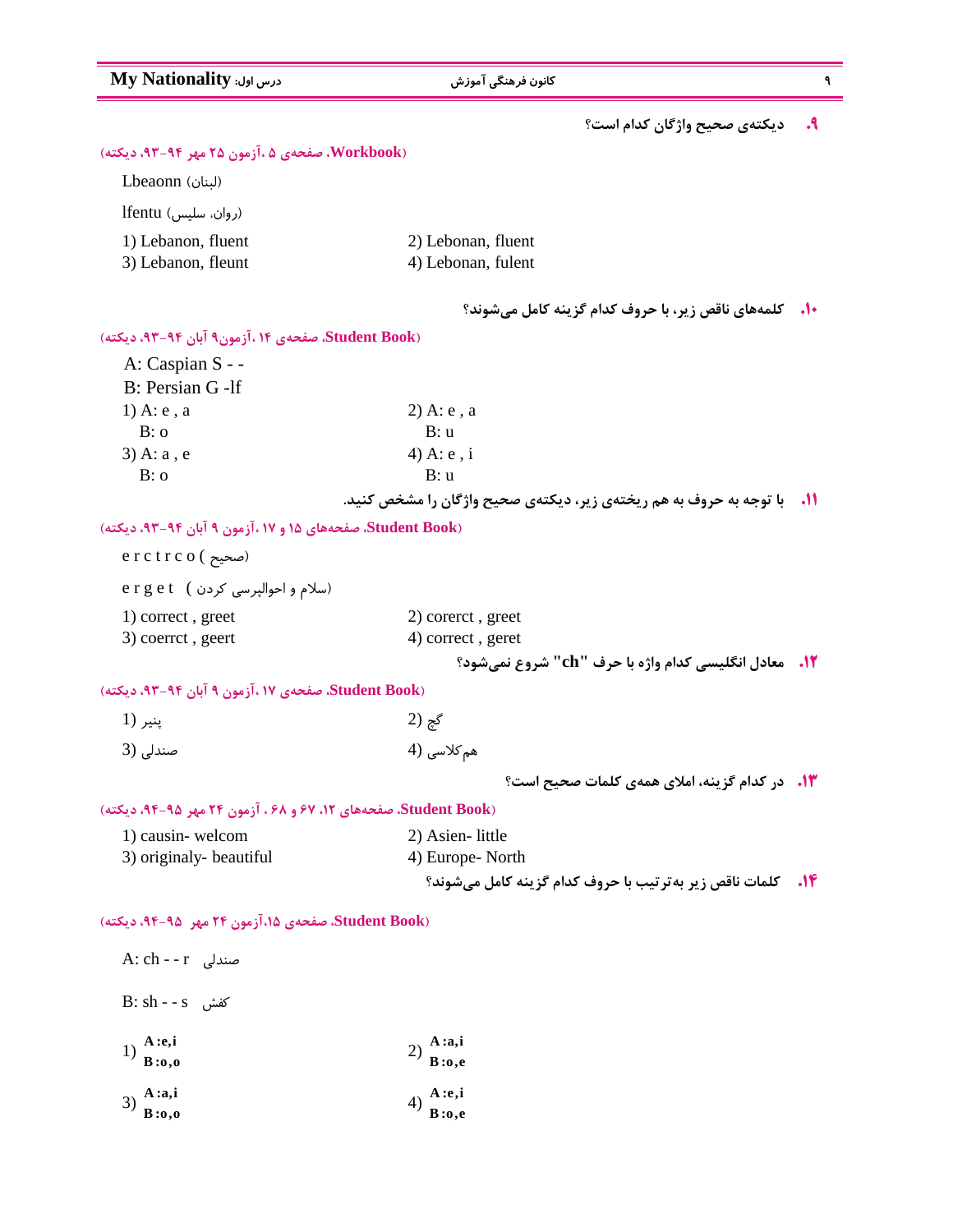**۹. دیکته‌ی صحیح واژگان کدام است؟**

(Workbook، صفحه‌ی ۵ ،آزمون ۲۵ مهر ۹۴-۹۳، دیکته)

Lbeaonn (لبنان)

lfentu (روان، سلیس)

1) Lebanon, fluent
2) Lebonan, fluent
3) Lebanon, fleunt
4) Lebonan, fulent

**۱۰. کلمه‌های ناقص زیر، با حروف کدام گزینه کامل می‌شوند؟**

(Student Book، صفحه‌ی ۱۴ ،آزمون۹ آبان ۹۴-۹۳، دیکته)

A: Caspian S - -
B: Persian G -lf

1) A: e , a
   B: o
2) A: e , a
   B: u
3) A: a , e
   B: o
4) A: e , i
   B: u

**۱۱. با توجه به حروف به هم ریخته‌ی زیر، دیکته‌ی صحیح واژگان را مشخص کنید.**

(Student Book، صفحه‌های ۱۵ و ۱۷ ،آزمون ۹ آبان ۹۴-۹۳، دیکته)

e r c t r c o (صحیح)

e r g e t (سلام و احوالپرسی کردن)

1) correct , greet
2) corerct , greet
3) coerrct , geert
4) correct , geret

**۱۲. معادل انگلیسی کدام واژه با حرف "ch" شروع نمی‌شود؟**

(Student Book، صفحه‌ی ۱۷ ،آزمون ۹ آبان ۹۴-۹۳، دیکته)

1) پنیر
2) گچ
3) صندلی
4) هم‌کلاسی

**۱۳. در کدام گزینه، املای همه‌ی کلمات صحیح است؟**

(Student Book، صفحه‌های ۱۲، ۶۷ و ۶۸ ، آزمون ۲۴ مهر ۹۵-۹۴، دیکته)

1) causin- welcom
2) Asien- little
3) originaly- beautiful
4) Europe- North

**۱۴. کلمات ناقص زیر به‌ترتیب با حروف کدام گزینه کامل می‌شوند؟**

(Student Book، صفحه‌ی ۱۵،آزمون ۲۴ مهر ۹۵-۹۴، دیکته)

A: ch - - r صندلی

B: sh - - s کفش

1) A: e,i
   B: o,o
2) A: a,i
   B: o,e
3) A: a,i
   B: o,o
4) A: e,i
   B: o,e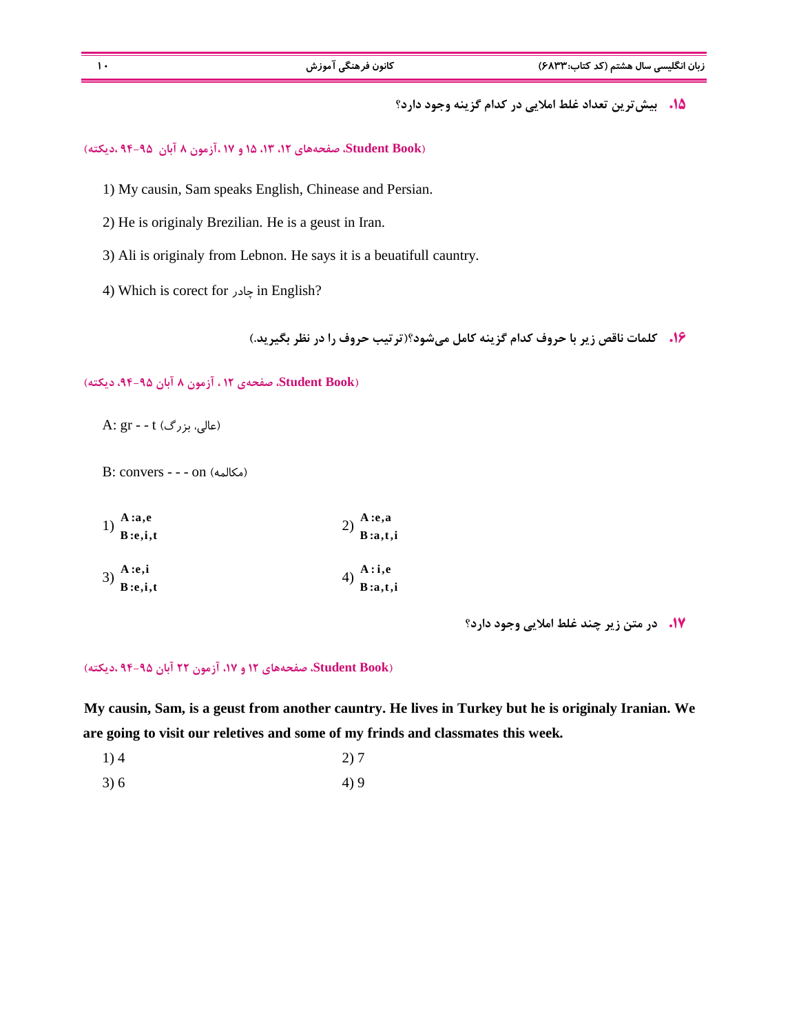**۱۵.** بیش‌ترین تعداد غلط املایی در کدام گزینه وجود دارد؟

(Student Book، صفحه‌های ۱۲، ۱۳، ۱۵ و ۱۷ ،آزمون ۸ آبان ۹۵-۹۴ ،دیکته)

1) My causin, Sam speaks English, Chinease and Persian.

2) He is originaly Brezilian. He is a geust in Iran.

3) Ali is originaly from Lebnon. He says it is a beuatifull cauntry.

4) Which is corect for چادر in English?

**۱۶.** کلمات ناقص زیر با حروف کدام گزینه کامل می‌شود؟(ترتیب حروف را در نظر بگیرید.)

(Student Book، صفحه‌ی ۱۲ ، آزمون ۸ آبان ۹۵-۹۴، دیکته)

A: gr - - t (عالی، بزرگ)

B: convers - - - on (مکالمه)

1) **A:a,e** **B:e,i,t**

2) **A:e,a** **B:a,t,i**

3) **A:e,i** **B:e,i,t**

4) **A:i,e** **B:a,t,i**

**۱۷.** در متن زیر چند غلط املایی وجود دارد؟

(Student Book، صفحه‌های ۱۲ و ۱۷، آزمون ۲۲ آبان ۹۵-۹۴ ،دیکته)

**My causin, Sam, is a geust from another cauntry. He lives in Turkey but he is originaly Iranian. We are going to visit our reletives and some of my frinds and classmates this week.**

1) 4

2) 7

3) 6

4) 9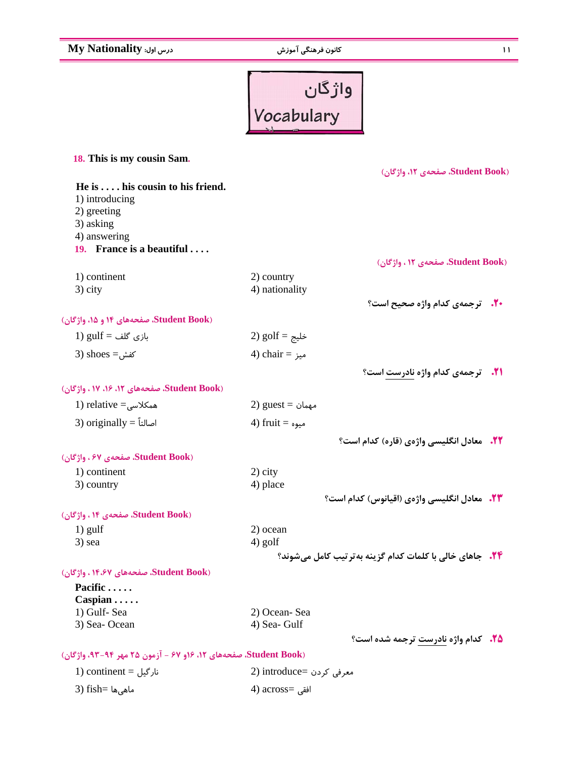# واژگان
# Vocabulary

**18. This is my cousin Sam.**

(Student Book، صفحه‌ی ۱۲، واژگان)

**He is . . . . his cousin to his friend.**

1) introducing
2) greeting
3) asking
4) answering

**19. France is a beautiful . . . .**

(Student Book، صفحه‌ی ۱۲ ، واژگان)

1) continent
2) country
3) city
4) nationality

**۲۰. ترجمه‌ی کدام واژه صحیح است؟**

(Student Book، صفحه‌های ۱۴ و ۱۵، واژگان)

1) gulf = بازی گلف
2) golf = خلیج
3) shoes = کفش
4) chair = میز

**۲۱. ترجمه‌ی کدام واژه نادرست است؟**

(Student Book، صفحه‌های ۱۲، ۱۶، ۱۷ ، واژگان)

1) relative = همکلاسی
2) guest = مهمان
3) originally = اصالتاً
4) fruit = میوه

**۲۲. معادل انگلیسی واژه‌ی (قاره) کدام است؟**

(Student Book، صفحه‌ی ۶۷ ، واژگان)

1) continent
2) city
3) country
4) place

**۲۳. معادل انگلیسی واژه‌ی (اقیانوس) کدام است؟**

(Student Book، صفحه‌ی ۱۴ ، واژگان)

1) gulf
2) ocean
3) sea
4) golf

**۲۴. جاهای خالی با کلمات کدام گزینه به‌ترتیب کامل می‌شوند؟**

(Student Book، صفحه‌های ۱۴،۶۷ ، واژگان)

**Pacific . . . . .**
**Caspian . . . . .**

1) Gulf- Sea
2) Ocean- Sea
3) Sea- Ocean
4) Sea- Gulf

**۲۵. کدام واژه نادرست ترجمه شده است؟**

(Student Book، صفحه‌های ۱۲، ۱۶و ۶۷ - آزمون ۲۵ مهر ۹۴-۹۳، واژگان)

1) continent = نارگیل
2) introduce= معرفی کردن
3) fish= ماهی‌ها
4) across= افقی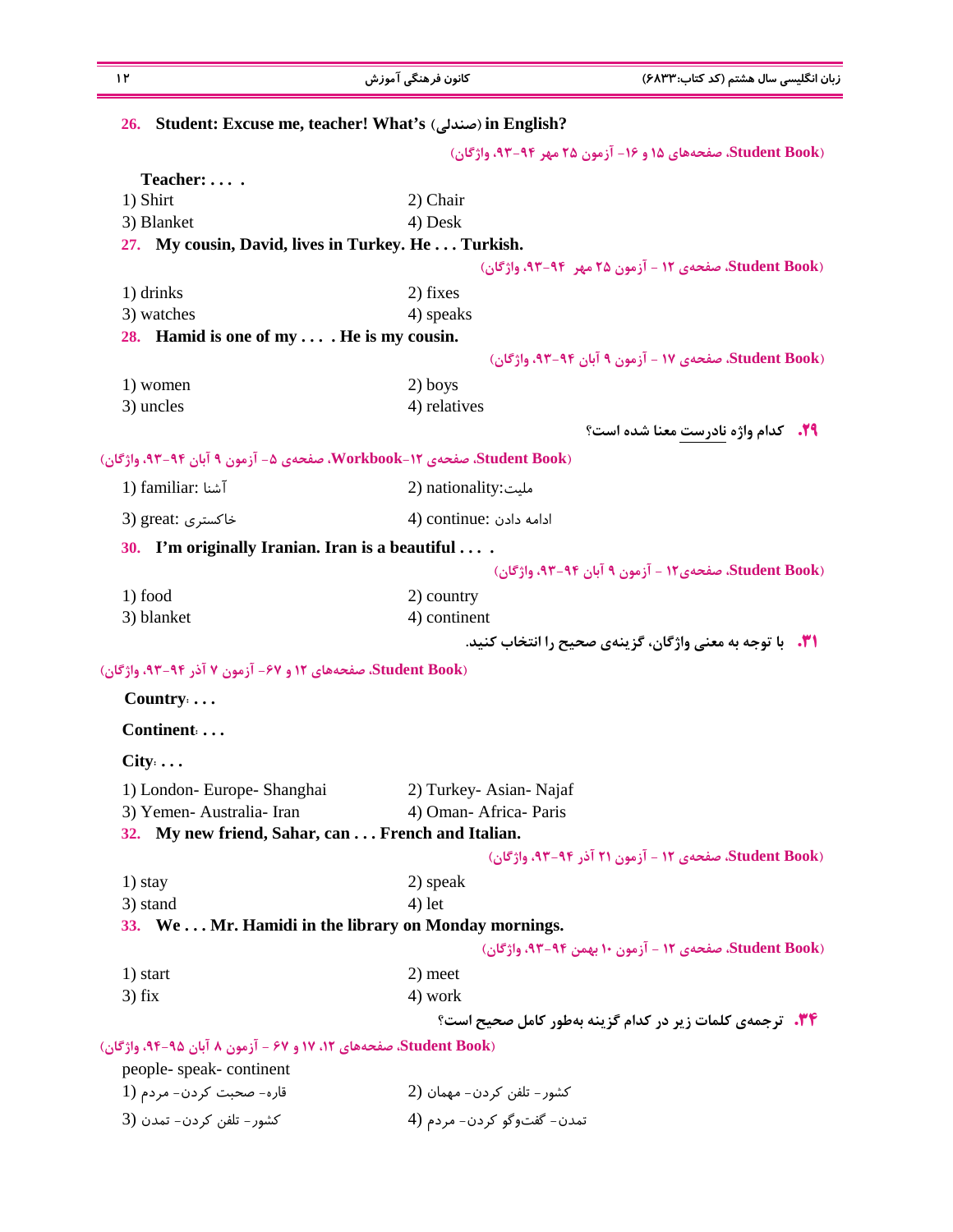**26. Student: Excuse me, teacher! What's (صندلی) in English?**

(Student Book، صفحه‌های ۱۵ و ۱۶- آزمون ۲۵ مهر ۹۴-۹۳، واژگان)

**Teacher: . . . .**

1) Shirt
2) Chair
3) Blanket
4) Desk

**27. My cousin, David, lives in Turkey. He . . . Turkish.**

(Student Book، صفحه‌ی ۱۲ - آزمون ۲۵ مهر ۹۴-۹۳، واژگان)

1) drinks
2) fixes
3) watches
4) speaks

**28. Hamid is one of my . . . . He is my cousin.**

(Student Book، صفحه‌ی ۱۷ - آزمون ۹ آبان ۹۴-۹۳، واژگان)

1) women
2) boys
3) uncles
4) relatives

**۲۹. کدام واژه نادرست معنا شده است؟**

(Student Book، صفحه‌ی ۱۲-Workbook، صفحه‌ی ۵- آزمون ۹ آبان ۹۴-۹۳، واژگان)

1) familiar: آشنا
2) nationality: ملیت
3) great: خاکستری
4) continue: ادامه دادن

**30. I'm originally Iranian. Iran is a beautiful . . . .**

(Student Book، صفحه‌ی۱۲ - آزمون ۹ آبان ۹۴-۹۳، واژگان)

1) food
2) country
3) blanket
4) continent

**۳۱. با توجه به معنی واژگان، گزینه‌ی صحیح را انتخاب کنید.**

(Student Book، صفحه‌های ۱۲ و ۶۷- آزمون ۷ آذر ۹۴-۹۳، واژگان)

**Country: . . .**

**Continent: . . .**

**City: . . .**

1) London- Europe- Shanghai
2) Turkey- Asian- Najaf
3) Yemen- Australia- Iran
4) Oman- Africa- Paris

**32. My new friend, Sahar, can . . . French and Italian.**

(Student Book، صفحه‌ی ۱۲ - آزمون ۲۱ آذر ۹۴-۹۳، واژگان)

1) stay
2) speak
3) stand
4) let

**33. We . . . Mr. Hamidi in the library on Monday mornings.**

(Student Book، صفحه‌ی ۱۲ - آزمون ۱۰ بهمن ۹۴-۹۳، واژگان)

1) start
2) meet
3) fix
4) work

**۳۴. ترجمه‌ی کلمات زیر در کدام گزینه به‌طور کامل صحیح است؟**

(Student Book، صفحه‌های ۱۲، ۱۷ و ۶۷ - آزمون ۸ آبان ۹۵-۹۴، واژگان)

people- speak- continent

1) قاره- صحبت کردن- مردم
2) کشور- تلفن کردن- مهمان
3) کشور- تلفن کردن- تمدن
4) تمدن- گفت‌وگو کردن- مردم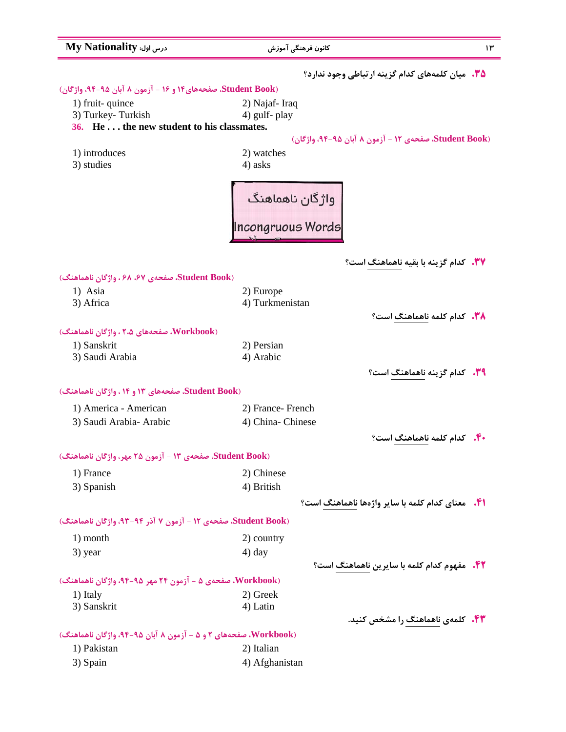**۳۵.** میان کلمه‌های کدام گزینه ارتباطی وجود ندارد؟

(Student Book، صفحه‌های۱۴ و ۱۶ - آزمون ۸ آبان ۹۵-۹۴، واژگان)

1) fruit- quince
2) Najaf- Iraq
3) Turkey- Turkish
4) gulf- play

**36. He . . . the new student to his classmates.**

(Student Book، صفحه‌ی ۱۲ - آزمون ۸ آبان ۹۵-۹۴، واژگان)

1) introduces
2) watches
3) studies
4) asks

## واژگان ناهماهنگ
## Incongruous Words

**۳۷.** کدام گزینه با بقیه ناهماهنگ است؟

(Student Book، صفحه‌ی ۶۷، ۶۸ ، واژگان ناهماهنگ)

1) Asia
2) Europe
3) Africa
4) Turkmenistan

**۳۸.** کدام کلمه ناهماهنگ است؟

(Workbook، صفحه‌های ۵،۲ ، واژگان ناهماهنگ)

1) Sanskrit
2) Persian
3) Saudi Arabia
4) Arabic

**۳۹.** کدام گزینه ناهماهنگ است؟

(Student Book، صفحه‌های ۱۳ و ۱۴ ، واژگان ناهماهنگ)

1) America - American
2) France- French
3) Saudi Arabia- Arabic
4) China- Chinese

**۴۰.** کدام کلمه ناهماهنگ است؟

(Student Book، صفحه‌ی ۱۳ - آزمون ۲۵ مهر، واژگان ناهماهنگ)

1) France
2) Chinese
3) Spanish
4) British

**۴۱.** معنای کدام کلمه با سایر واژه‌ها ناهماهنگ است؟

(Student Book، صفحه‌ی ۱۲ - آزمون ۷ آذر ۹۴-۹۳، واژگان ناهماهنگ)

1) month
2) country
3) year
4) day

**۴۲.** مفهوم کدام کلمه با سایرین ناهماهنگ است؟

(Workbook، صفحه‌ی ۵ - آزمون ۲۴ مهر ۹۵-۹۴، واژگان ناهماهنگ)

1) Italy
2) Greek
3) Sanskrit
4) Latin

**۴۳.** کلمه‌ی ناهماهنگ را مشخص کنید.

(Workbook، صفحه‌های ۲ و ۵ - آزمون ۸ آبان ۹۵-۹۴، واژگان ناهماهنگ)

1) Pakistan
2) Italian
3) Spain
4) Afghanistan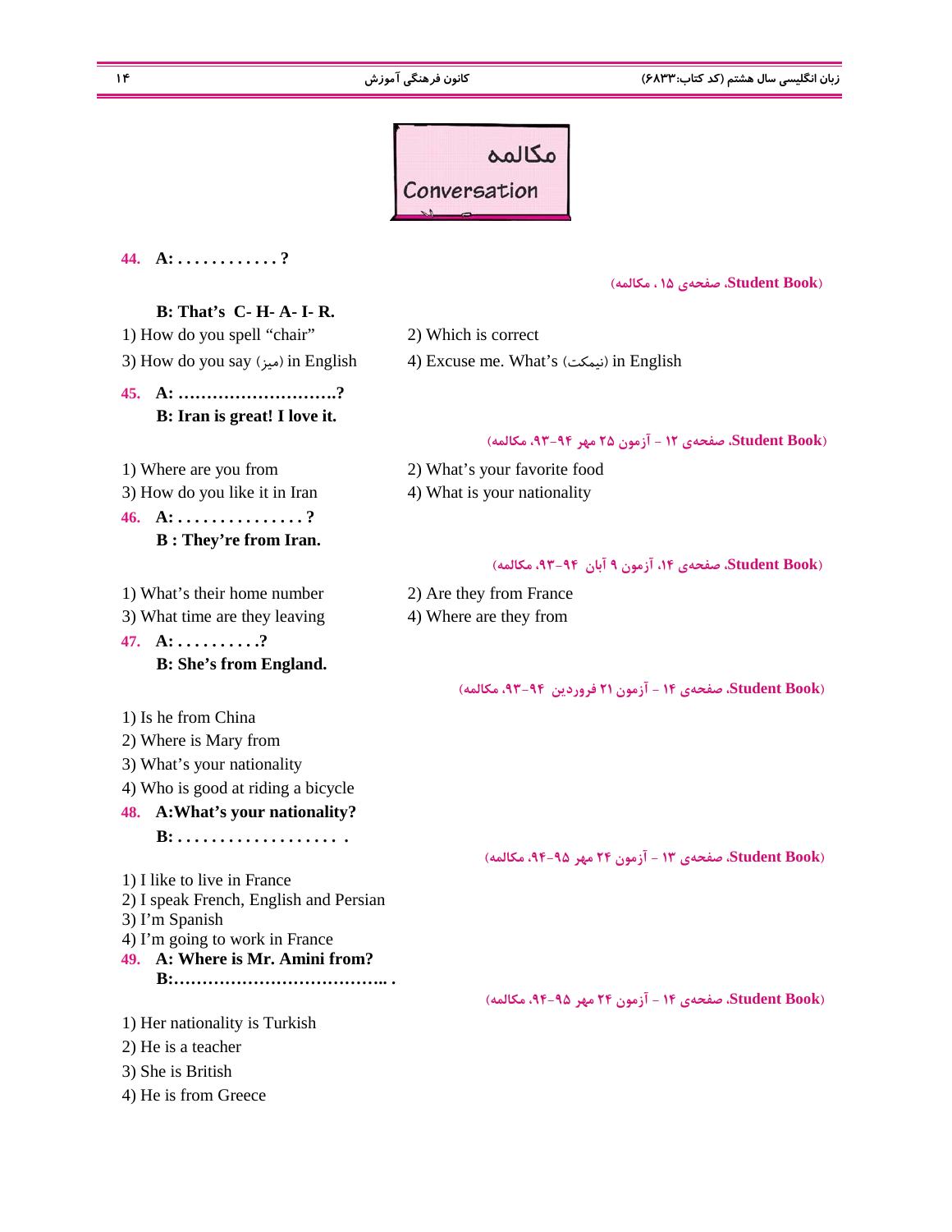# مکالمه
# Conversation

**44. A: . . . . . . . . . . . . ?**

(Student Book، صفحه‌ی ۱۵ ، مکالمه)

**B: That's C- H- A- I- R.**

1) How do you spell "chair"
2) Which is correct
3) How do you say (میز) in English
4) Excuse me. What's (نیمکت) in English

**45. A: ……………………….?**
**B: Iran is great! I love it.**

(Student Book، صفحه‌ی ۱۲ - آزمون ۲۵ مهر ۹۴-۹۳، مکالمه)

1) Where are you from
2) What's your favorite food
3) How do you like it in Iran
4) What is your nationality

**46. A: . . . . . . . . . . . . . . . ?**
**B : They're from Iran.**

(Student Book، صفحه‌ی ۱۴، آزمون ۹ آبان ۹۴-۹۳، مکالمه)

1) What's their home number
2) Are they from France
3) What time are they leaving
4) Where are they from

**47. A: . . . . . . . . . .?**
**B: She's from England.**

(Student Book، صفحه‌ی ۱۴ - آزمون ۲۱ فروردین ۹۴-۹۳، مکالمه)

1) Is he from China
2) Where is Mary from
3) What's your nationality
4) Who is good at riding a bicycle

**48. A:What's your nationality?**
**B: . . . . . . . . . . . . . . . . . . .**

(Student Book، صفحه‌ی ۱۳ - آزمون ۲۴ مهر ۹۵-۹۴، مکالمه)

1) I like to live in France
2) I speak French, English and Persian
3) I'm Spanish
4) I'm going to work in France

**49. A: Where is Mr. Amini from?**
**B:……………………………….. .**

(Student Book، صفحه‌ی ۱۴ - آزمون ۲۴ مهر ۹۵-۹۴، مکالمه)

1) Her nationality is Turkish
2) He is a teacher
3) She is British
4) He is from Greece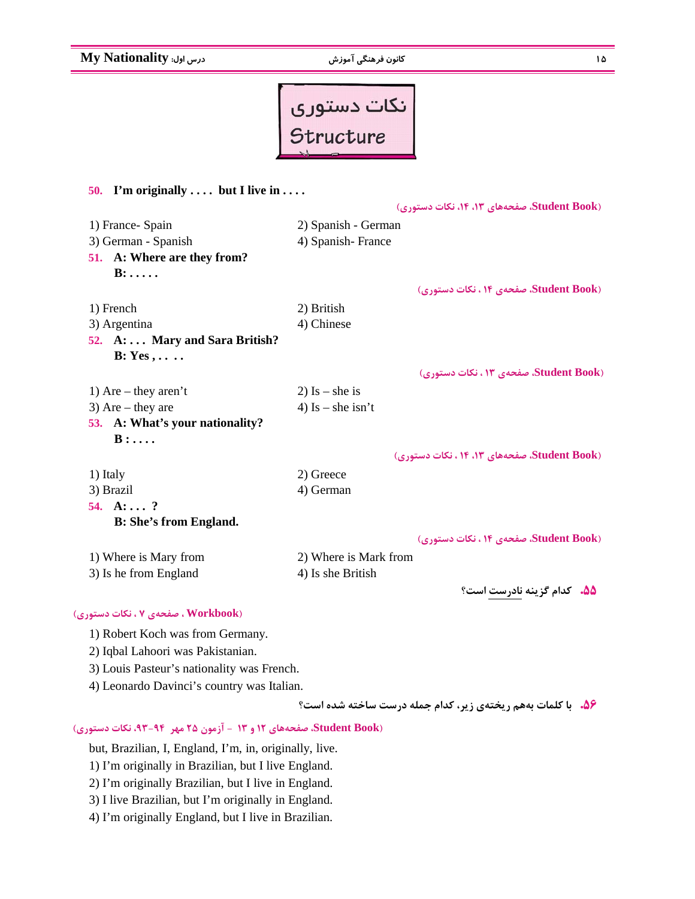# نکات دستوری
# Structure

**50. I'm originally . . . . but I live in . . . .**

(Student Book، صفحه‌های ۱۳، ۱۴، نکات دستوری)

1) France- Spain
2) Spanish - German
3) German - Spanish
4) Spanish- France

**51. A: Where are they from?**
**B: . . . . .**

(Student Book، صفحه‌ی ۱۴ ، نکات دستوری)

1) French
2) British
3) Argentina
4) Chinese

**52. A: . . . Mary and Sara British?**
**B: Yes , . . . .**

(Student Book، صفحه‌ی ۱۳ ، نکات دستوری)

1) Are – they aren't
2) Is – she is
3) Are – they are
4) Is – she isn't

**53. A: What's your nationality?**
**B : . . . .**

(Student Book، صفحه‌های ۱۳، ۱۴ ، نکات دستوری)

1) Italy
2) Greece
3) Brazil
4) German

**54. A: . . . ?**
**B: She's from England.**

(Student Book، صفحه‌ی ۱۴ ، نکات دستوری)

1) Where is Mary from
2) Where is Mark from
3) Is he from England
4) Is she British

**۵۵. کدام گزینه نادرست است؟**

(Workbook ، صفحه‌ی ۷ ، نکات دستوری)

1) Robert Koch was from Germany.
2) Iqbal Lahoori was Pakistanian.
3) Louis Pasteur's nationality was French.
4) Leonardo Davinci's country was Italian.

**۵۶. با کلمات به‌هم ریخته‌ی زیر، کدام جمله درست ساخته شده است؟**

(Student Book، صفحه‌های ۱۲ و ۱۳ - آزمون ۲۵ مهر ۹۴-۹۳، نکات دستوری)

but, Brazilian, I, England, I'm, in, originally, live.

1) I'm originally in Brazilian, but I live England.
2) I'm originally Brazilian, but I live in England.
3) I live Brazilian, but I'm originally in England.
4) I'm originally England, but I live in Brazilian.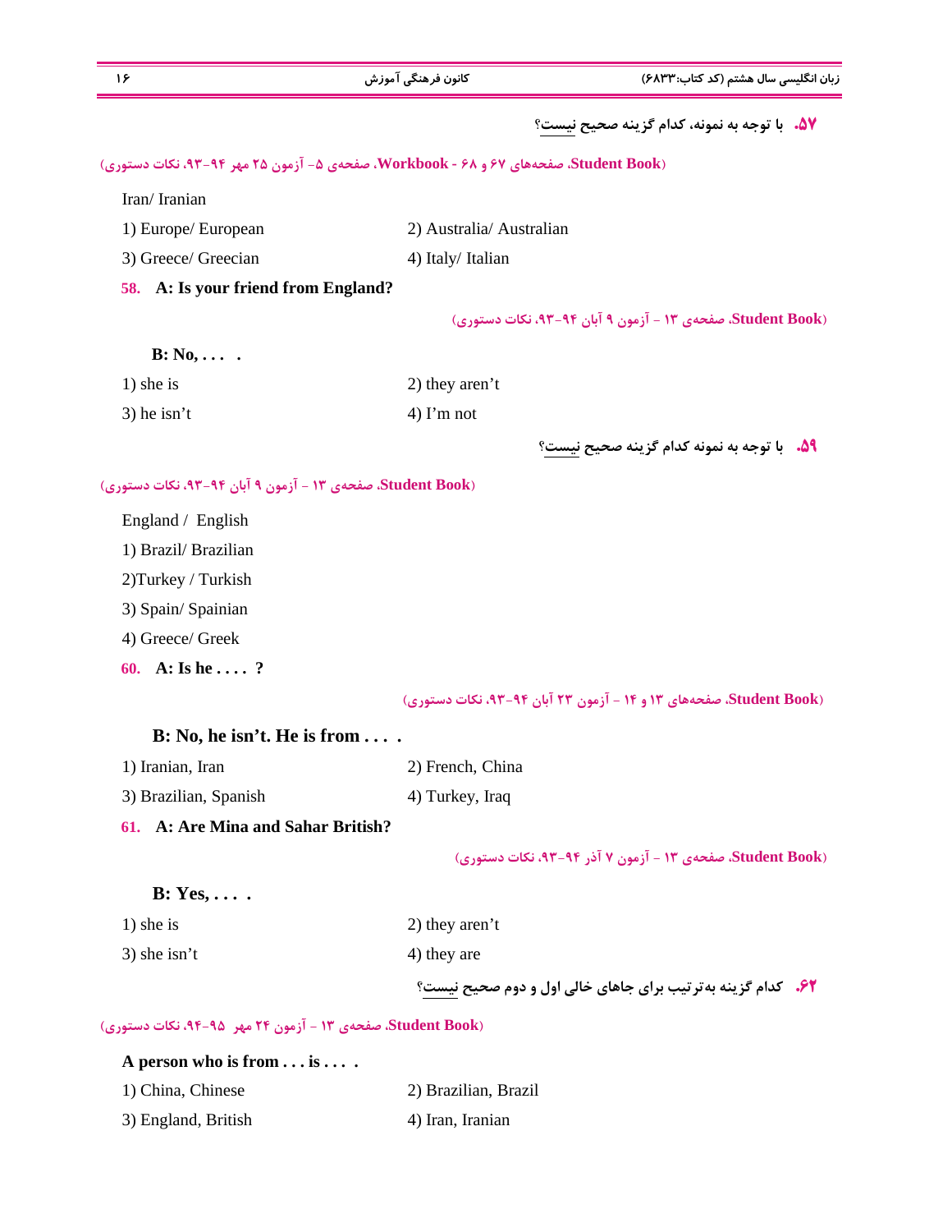**۵۷. با توجه به نمونه، کدام گزینه صحیح نیست؟**

(Student Book، صفحه‌های ۶۷ و ۶۸ - Workbook، صفحه‌ی ۵- آزمون ۲۵ مهر ۹۴-۹۳، نکات دستوری)

Iran/ Iranian

1) Europe/ European
2) Australia/ Australian
3) Greece/ Greecian
4) Italy/ Italian

**58. A: Is your friend from England?**

(Student Book، صفحه‌ی ۱۳ - آزمون ۹ آبان ۹۴-۹۳، نکات دستوری)

**B: No, . . . .**

1) she is
2) they aren't
3) he isn't
4) I'm not

**۵۹. با توجه به نمونه کدام گزینه صحیح نیست؟**

(Student Book، صفحه‌ی ۱۳ - آزمون ۹ آبان ۹۴-۹۳، نکات دستوری)

England / English

1) Brazil/ Brazilian
2) Turkey / Turkish
3) Spain/ Spainian
4) Greece/ Greek

**60. A: Is he . . . . ?**

(Student Book، صفحه‌های ۱۳ و ۱۴ - آزمون ۲۳ آبان ۹۴-۹۳، نکات دستوری)

**B: No, he isn't. He is from . . . .**

1) Iranian, Iran
2) French, China
3) Brazilian, Spanish
4) Turkey, Iraq

**61. A: Are Mina and Sahar British?**

(Student Book، صفحه‌ی ۱۳ - آزمون ۷ آذر ۹۴-۹۳، نکات دستوری)

**B: Yes, . . . .**

1) she is
2) they aren't
3) she isn't
4) they are

**۶۲. کدام گزینه به‌ترتیب برای جاهای خالی اول و دوم صحیح نیست؟**

(Student Book، صفحه‌ی ۱۳ - آزمون ۲۴ مهر ۹۵-۹۴، نکات دستوری)

**A person who is from . . . is . . . .**

1) China, Chinese
2) Brazilian, Brazil
3) England, British
4) Iran, Iranian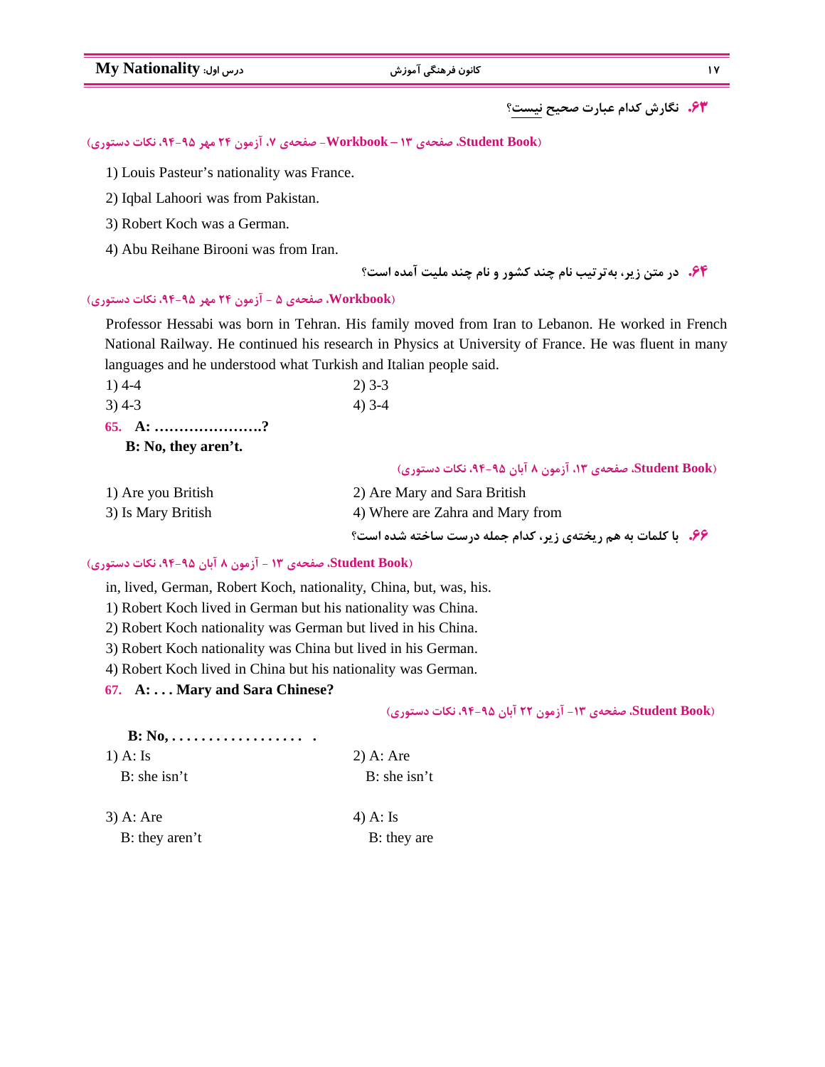**۶۳.** نگارش کدام عبارت صحیح نیست؟

(Student Book، صفحه‌ی ۱۳ – Workbook - صفحه‌ی ۷، آزمون ۲۴ مهر ۹۵-۹۴، نکات دستوری)

1) Louis Pasteur's nationality was France.

2) Iqbal Lahoori was from Pakistan.

3) Robert Koch was a German.

4) Abu Reihane Birooni was from Iran.

**۶۴.** در متن زیر، به‌ترتیب نام چند کشور و نام چند ملیت آمده است؟

(Workbook، صفحه‌ی ۵ - آزمون ۲۴ مهر ۹۵-۹۴، نکات دستوری)

Professor Hessabi was born in Tehran. His family moved from Iran to Lebanon. He worked in French National Railway. He continued his research in Physics at University of France. He was fluent in many languages and he understood what Turkish and Italian people said.

1) 4-4 | 2) 3-3

3) 4-3 | 4) 3-4

**65. A: ………………….?**

**B: No, they aren't.**

(Student Book، صفحه‌ی ۱۳، آزمون ۸ آبان ۹۵-۹۴، نکات دستوری)

1) Are you British | 2) Are Mary and Sara British

3) Is Mary British | 4) Where are Zahra and Mary from

**۶۶.** با کلمات به هم ریخته‌ی زیر، کدام جمله درست ساخته شده است؟

(Student Book، صفحه‌ی ۱۳ - آزمون ۸ آبان ۹۵-۹۴، نکات دستوری)

in, lived, German, Robert Koch, nationality, China, but, was, his.

1) Robert Koch lived in German but his nationality was China.

2) Robert Koch nationality was German but lived in his China.

3) Robert Koch nationality was China but lived in his German.

4) Robert Koch lived in China but his nationality was German.

**67. A: . . . Mary and Sara Chinese?**

(Student Book، صفحه‌ی ۱۳- آزمون ۲۲ آبان ۹۵-۹۴، نکات دستوری)

**B: No, . . . . . . . . . . . . . . . . . .**

1) A: Is
 B: she isn't

2) A: Are
 B: she isn't

3) A: Are
 B: they aren't

4) A: Is
 B: they are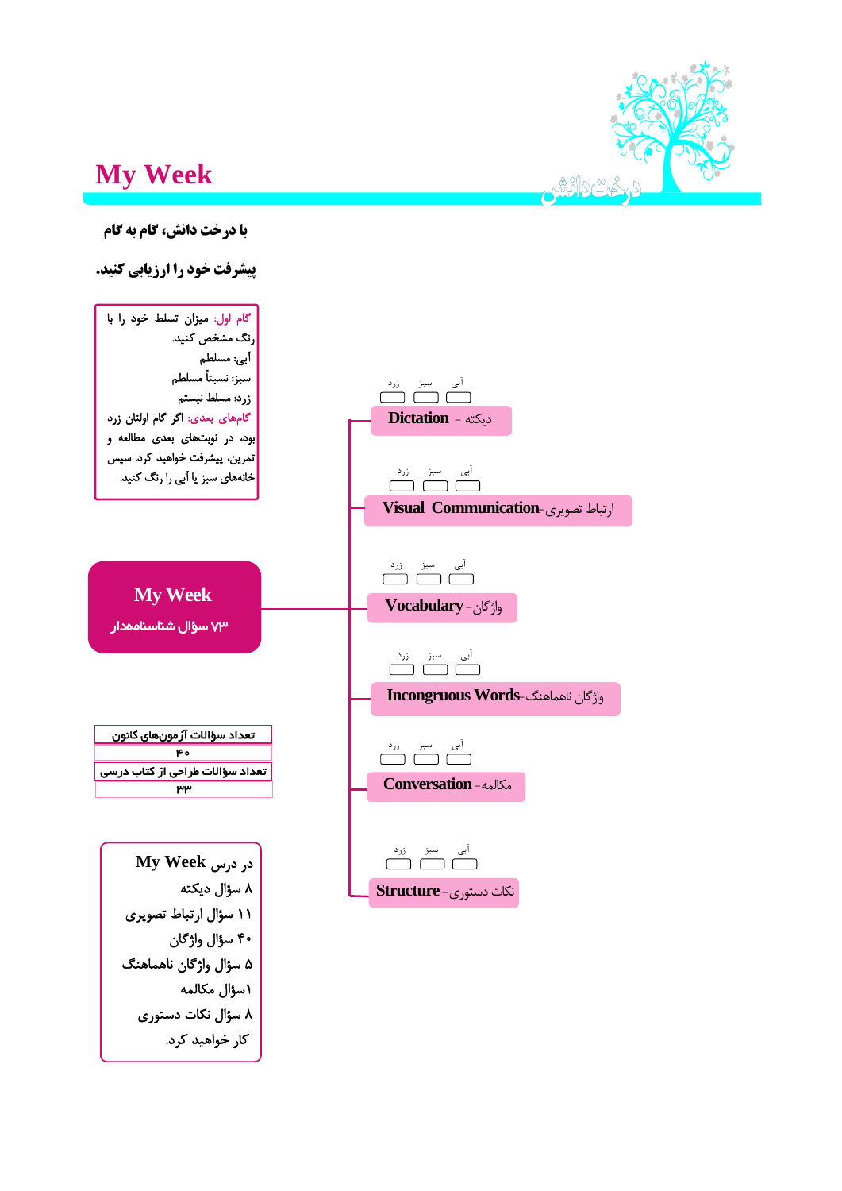# My Week

**با درخت دانش، گام به گام**

**پیشرفت خود را ارزیابی کنید.**

گام اول: میزان تسلط خود را با رنگ مشخص کنید.
آبی: مسلطم
سبز: نسبتاً مسلطم
زرد: مسلط نیستم
گام‌های بعدی: اگر گام اولتان زرد بود، در نوبت‌های بعدی مطالعه و تمرین، پیشرفت خواهید کرد. سپس خانه‌های سبز یا آبی را رنگ کنید.

**My Week**
**۷۳ سؤال شناسنامه‌دار**

- Dictation - دیکته (آبی / سبز / زرد)
- Visual Communication - ارتباط تصویری (آبی / سبز / زرد)
- Vocabulary - واژگان (آبی / سبز / زرد)
- Incongruous Words - واژگان ناهماهنگ (آبی / سبز / زرد)
- Conversation - مکالمه (آبی / سبز / زرد)
- Structure - نکات دستوری (آبی / سبز / زرد)

| تعداد سؤالات آزمون‌های کانون |
| --- |
| ۴۰ |
| تعداد سؤالات طراحی از کتاب درسی |
| ۳۳ |

در درس My Week
۸ سؤال دیکته
۱۱ سؤال ارتباط تصویری
۴۰ سؤال واژگان
۵ سؤال واژگان ناهماهنگ
۱سؤال مکالمه
۸ سؤال نکات دستوری
کار خواهید کرد.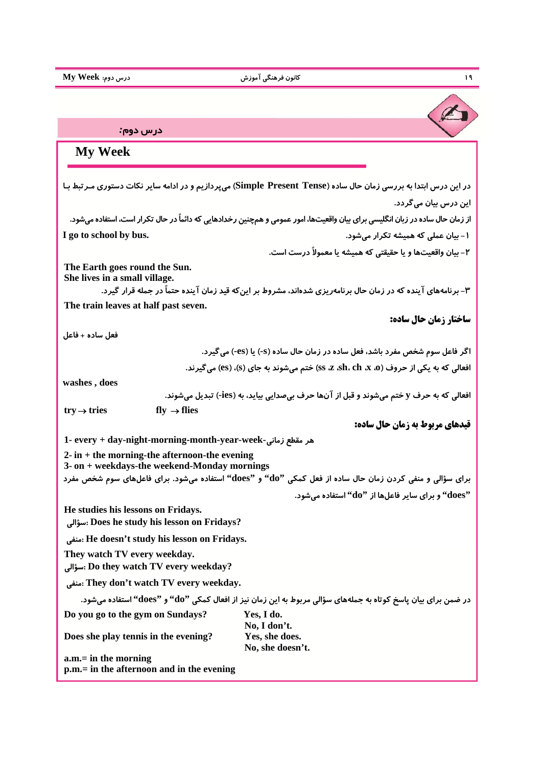## درس دوم:

# My Week

در این درس ابتدا به بررسی زمان حال ساده (Simple Present Tense) می‌پردازیم و در ادامه سایر نکات دستوری مرتبط با این درس بیان می‌گردد.

از زمان حال ساده در زبان انگلیسی برای بیان واقعیت‌ها، امور عمومی و همچنین رخدادهایی که دائماً در حال تکرار است، استفاده می‌شود.

۱- بیان عملی که همیشه تکرار می‌شود.

**I go to school by bus.**

۲- بیان واقعیت‌ها و یا حقیقتی که همیشه یا معمولاً درست است.

**The Earth goes round the Sun.**
**She lives in a small village.**

۳- برنامه‌های آینده که در زمان حال برنامه‌ریزی شده‌اند، مشروط بر این‌که قید زمان آینده حتماً در جمله قرار گیرد.

**The train leaves at half past seven.**

### ساختار زمان حال ساده:

فعل ساده + فاعل

اگر فاعل سوم شخص مفرد باشد، فعل ساده در زمان حال ساده (s-) یا (es-) می‌گیرد.

افعالی که به یکی از حروف (o، x، ch، sh، z، ss) ختم می‌شوند به جای (s)، (es) می‌گیرند.

**washes , does**

افعالی که به حرف y ختم می‌شوند و قبل از آن‌ها حرف بی‌صدایی بیاید، به (ies-) تبدیل می‌شوند.

**try → tries**　　　**fly → flies**

### قیدهای مربوط به زمان حال ساده:

**1- every + day-night-morning-month-year-week-**هر مقطع زمانی

**2- in + the morning-the afternoon-the evening**
**3- on + weekdays-the weekend-Monday mornings**

برای سؤالی و منفی کردن زمان حال ساده از فعل کمکی "do" و "does" استفاده می‌شود. برای فاعل‌های سوم شخص مفرد "does" و برای سایر فاعل‌ها از "do" استفاده می‌شود.

**He studies his lessons on Fridays.**
سؤالی: **Does he study his lesson on Fridays?**

منفی: **He doesn't study his lesson on Fridays.**

**They watch TV every weekday.**
سؤالی: **Do they watch TV every weekday?**

منفی: **They don't watch TV every weekday.**

در ضمن برای بیان پاسخ کوتاه به جمله‌های سؤالی مربوط به این زمان نیز از افعال کمکی "do" و "does" استفاده می‌شود.

| | |
|---|---|
| **Do you go to the gym on Sundays?** | **Yes, I do.** |
| | **No, I don't.** |
| **Does she play tennis in the evening?** | **Yes, she does.** |
| | **No, she doesn't.** |

**a.m.= in the morning**
**p.m.= in the afternoon and in the evening**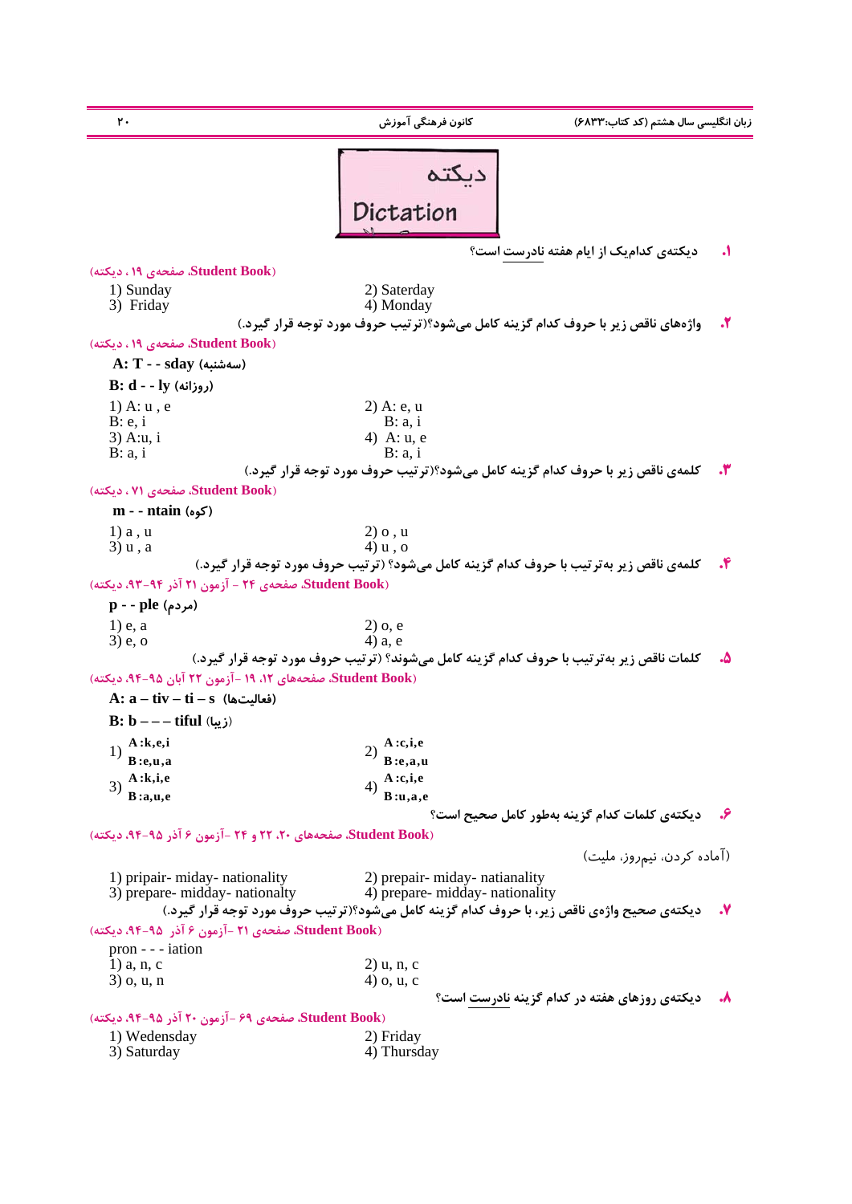# دیکته

# Dictation

**۱.** دیکته‌ی کدام‌یک از ایام هفته نادرست است؟

(Student Book، صفحه‌ی ۱۹ ، دیکته)

1) Sunday  2) Saterday
3) Friday  4) Monday

**۲.** واژه‌های ناقص زیر با حروف کدام گزینه کامل می‌شود؟(ترتیب حروف مورد توجه قرار گیرد.)

(Student Book، صفحه‌ی ۱۹ ، دیکته)

**A: T - - sday (سه‌شنبه)**

**B: d - - ly (روزانه)**

1) A: u , e
B: e, i
2) A: e, u
B: a, i
3) A:u, i
B: a, i
4) A: u, e
B: a, i

**۳.** کلمه‌ی ناقص زیر با حروف کدام گزینه کامل می‌شود؟(ترتیب حروف مورد توجه قرار گیرد.)

(Student Book، صفحه‌ی ۷۱ ، دیکته)

**m - - ntain (کوه)**

1) a , u  2) o , u
3) u , a  4) u , o

**۴.** کلمه‌ی ناقص زیر به‌ترتیب با حروف کدام گزینه کامل می‌شود؟ (ترتیب حروف مورد توجه قرار گیرد.)

(Student Book، صفحه‌ی ۲۴ – آزمون ۲۱ آذر ۹۴-۹۳، دیکته)

**p - - ple (مردم)**

1) e, a  2) o, e
3) e, o  4) a, e

**۵.** کلمات ناقص زیر به‌ترتیب با حروف کدام گزینه کامل می‌شوند؟ (ترتیب حروف مورد توجه قرار گیرد.)

(Student Book، صفحه‌های ۱۲، ۱۹ -آزمون ۲۲ آبان ۹۵-۹۴، دیکته)

**A: a – tiv – ti – s (فعالیت‌ها)**

**B: b – – – tiful (زیبا)**

1) A:k,e,i
B:e,u,a
2) A:c,i,e
B:e,a,u
3) A:k,i,e
B:a,u,e
4) A:c,i,e
B:u,a,e

**۶.** دیکته‌ی کلمات کدام گزینه به‌طور کامل صحیح است؟

(Student Book، صفحه‌های ۲۰، ۲۲ و ۲۴ -آزمون ۶ آذر ۹۵-۹۴، دیکته)

(آماده کردن، نیمروز، ملیت)

1) pripair- miday- nationality  2) prepair- midday- natianality
3) prepare- midday- nationality  4) prepare- midday- nationality

**۷.** دیکته‌ی صحیح واژه‌ی ناقص زیر، با حروف کدام گزینه کامل می‌شود؟(ترتیب حروف مورد توجه قرار گیرد.)

(Student Book، صفحه‌ی ۲۱ -آزمون ۶ آذر ۹۵-۹۴، دیکته)

pron - - - iation

1) a, n, c  2) u, n, c
3) o, u, n  4) o, u, c

**۸.** دیکته‌ی روزهای هفته در کدام گزینه نادرست است؟

(Student Book، صفحه‌ی ۶۹ -آزمون ۲۰ آذر ۹۵-۹۴، دیکته)

1) Wedensday  2) Friday
3) Saturday  4) Thursday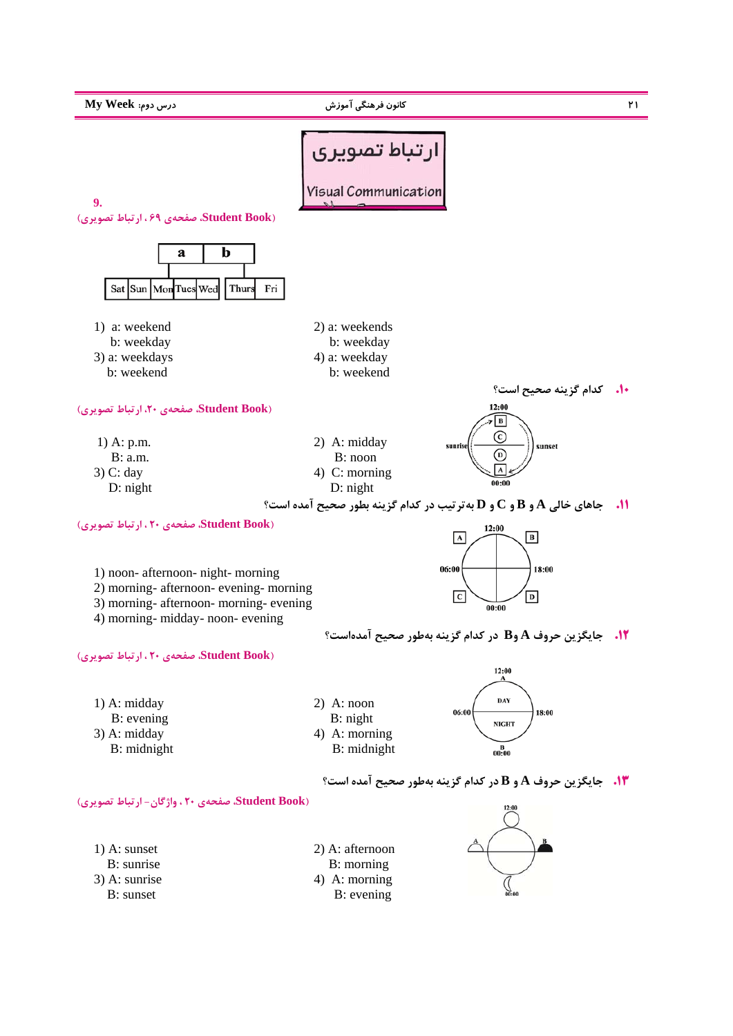# ارتباط تصویری

**Visual Communication**

**9.**

(Student Book، صفحهٔ ۶۹ ، ارتباط تصویری)

| | | | | | a | | b | |
|---|---|---|---|---|---|---|---|---|
| Sat | Sun | Mon | Tues | Wed | | Thurs | Fri | |

1) a: weekend
   b: weekday

2) a: weekends
   b: weekday

3) a: weekdays
   b: weekend

4) a: weekday
   b: weekend

**۱۰.** کدام گزینه صحیح است؟

(Student Book، صفحهٔ ۲۰، ارتباط تصویری)

12:00 — B — C — sunrise — sunset — D — A — 00:00

1) A: p.m.
   B: a.m.

2) A: midday
   B: noon

3) C: day
   D: night

4) C: morning
   D: night

**۱۱.** جاهای خالی A و B و C و D به‌ترتیب در کدام گزینه بطور صحیح آمده است؟

(Student Book، صفحهٔ ۲۰ ، ارتباط تصویری)

12:00 — A — B — 06:00 — 18:00 — C — D — 00:00

1) noon- afternoon- night- morning
2) morning- afternoon- evening- morning
3) morning- afternoon- morning- evening
4) morning- midday- noon- evening

**۱۲.** جایگزین حروف A وB در کدام گزینه به‌طور صحیح آمده‌است؟

(Student Book، صفحهٔ ۲۰ ، ارتباط تصویری)

12:00 — A — DAY — 06:00 — 18:00 — NIGHT — B — 00:00

1) A: midday
   B: evening

2) A: noon
   B: night

3) A: midday
   B: midnight

4) A: morning
   B: midnight

**۱۳.** جایگزین حروف A و B در کدام گزینه به‌طور صحیح آمده است؟

(Student Book، صفحهٔ ۲۰ ، واژگان- ارتباط تصویری)

12:00 — A — B — 00:00

1) A: sunset
   B: sunrise

2) A: afternoon
   B: morning

3) A: sunrise
   B: sunset

4) A: morning
   B: evening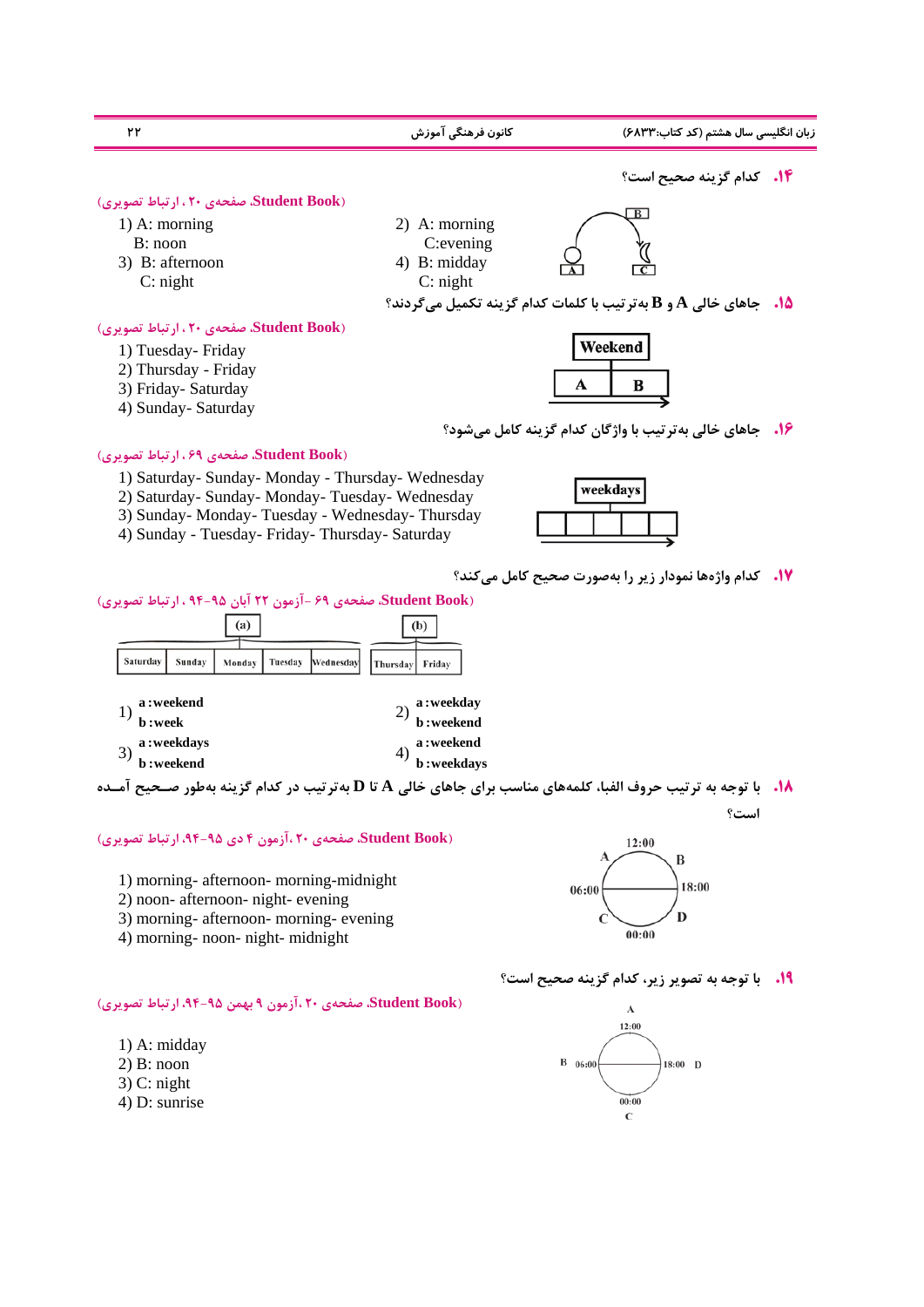**۱۴.** کدام گزینه صحیح است؟

(Student Book، صفحه‌ی ۲۰ ، ارتباط تصویری)

1) A: morning
B: noon

2) A: morning
C:evening

3) B: afternoon
C: night

4) B: midday
C: night

**۱۵.** جاهای خالی A و B به‌ترتیب با کلمات کدام گزینه تکمیل می‌گردند؟

(Student Book، صفحه‌ی ۲۰ ، ارتباط تصویری)

| Weekend | |
|---|---|
| A | B |

1) Tuesday- Friday
2) Thursday - Friday
3) Friday- Saturday
4) Sunday- Saturday

**۱۶.** جاهای خالی به‌ترتیب با واژگان کدام گزینه کامل می‌شود؟

(Student Book، صفحه‌ی ۶۹ ، ارتباط تصویری)

weekdays

| | | | | |
|---|---|---|---|---|

1) Saturday- Sunday- Monday - Thursday- Wednesday
2) Saturday- Sunday- Monday- Tuesday- Wednesday
3) Sunday- Monday- Tuesday - Wednesday- Thursday
4) Sunday - Tuesday- Friday- Thursday- Saturday

**۱۷.** کدام واژه‌ها نمودار زیر را به‌صورت صحیح کامل می‌کند؟

(Student Book، صفحه‌ی ۶۹ –آزمون ۲۲ آبان ۹۵-۹۴ ، ارتباط تصویری)

| (a) | | | | |
|---|---|---|---|---|
| Saturday | Sunday | Monday | Tuesday | Wednesday |

| (b) | |
|---|---|
| Thursday | Friday |

1) a :weekend
b :week

2) a :weekday
b :weekend

3) a :weekdays
b :weekend

4) a :weekend
b :weekdays

**۱۸.** با توجه به ترتیب حروف الفبا، کلمه‌های مناسب برای جاهای خالی A تا D به‌ترتیب در کدام گزینه به‌طور صحیح آمده است؟

(Student Book، صفحه‌ی ۲۰، آزمون ۴ دی ۹۵-۹۴، ارتباط تصویری)

12:00 — A — B — 18:00 — D — 00:00 — C — 06:00

1) morning- afternoon- morning-midnight
2) noon- afternoon- night- evening
3) morning- afternoon- morning- evening
4) morning- noon- night- midnight

**۱۹.** با توجه به تصویر زیر، کدام گزینه صحیح است؟

(Student Book، صفحه‌ی ۲۰، آزمون ۹ بهمن ۹۵-۹۴، ارتباط تصویری)

A: 12:00 — D: 18:00 — C: 00:00 — B: 06:00

1) A: midday
2) B: noon
3) C: night
4) D: sunrise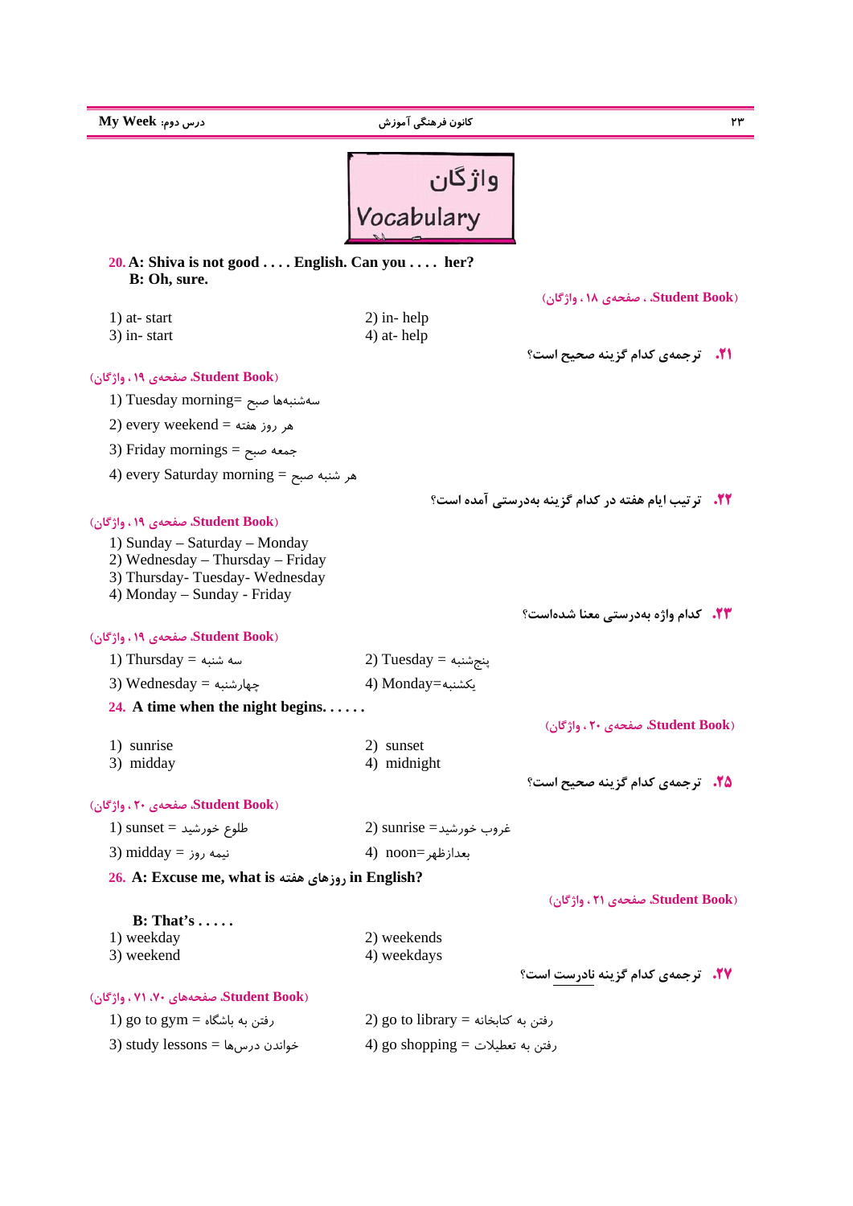# واژگان
# Vocabulary

**20. A: Shiva is not good . . . . English. Can you . . . . her?**
**B: Oh, sure.**

(Student Book، صفحه‌ی ۱۸، واژگان)

1) at- start
2) in- help
3) in- start
4) at- help

**۲۱. ترجمه‌ی کدام گزینه صحیح است؟**

(Student Book، صفحه‌ی ۱۹، واژگان)

1) Tuesday morning= سه‌شنبه‌ها صبح
2) every weekend = هر روز هفته
3) Friday mornings = جمعه صبح
4) every Saturday morning = هر شنبه صبح

**۲۲. ترتیب ایام هفته در کدام گزینه به‌درستی آمده است؟**

(Student Book، صفحه‌ی ۱۹، واژگان)

1) Sunday – Saturday – Monday
2) Wednesday – Thursday – Friday
3) Thursday- Tuesday- Wednesday
4) Monday – Sunday - Friday

**۲۳. کدام واژه به‌درستی معنا شده‌است؟**

(Student Book، صفحه‌ی ۱۹، واژگان)

1) Thursday = سه شنبه
2) Tuesday = پنجشنبه
3) Wednesday = چهارشنبه
4) Monday=یکشنبه

**24. A time when the night begins. . . . . .**

(Student Book، صفحه‌ی ۲۰، واژگان)

1) sunrise
2) sunset
3) midday
4) midnight

**۲۵. ترجمه‌ی کدام گزینه صحیح است؟**

(Student Book، صفحه‌ی ۲۰، واژگان)

1) sunset = طلوع خورشید
2) sunrise =غروب خورشید
3) midday = نیمه روز
4) noon=بعدازظهر

**26. A: Excuse me, what is روزهای هفته in English?**

(Student Book، صفحه‌ی ۲۱، واژگان)

**B: That's . . . . .**

1) weekday
2) weekends
3) weekend
4) weekdays

**۲۷. ترجمه‌ی کدام گزینه نادرست است؟**

(Student Book، صفحه‌های ۷۰، ۷۱، واژگان)

1) go to gym = رفتن به باشگاه
2) go to library = رفتن به کتابخانه
3) study lessons = خواندن درس‌ها
4) go shopping = رفتن به تعطیلات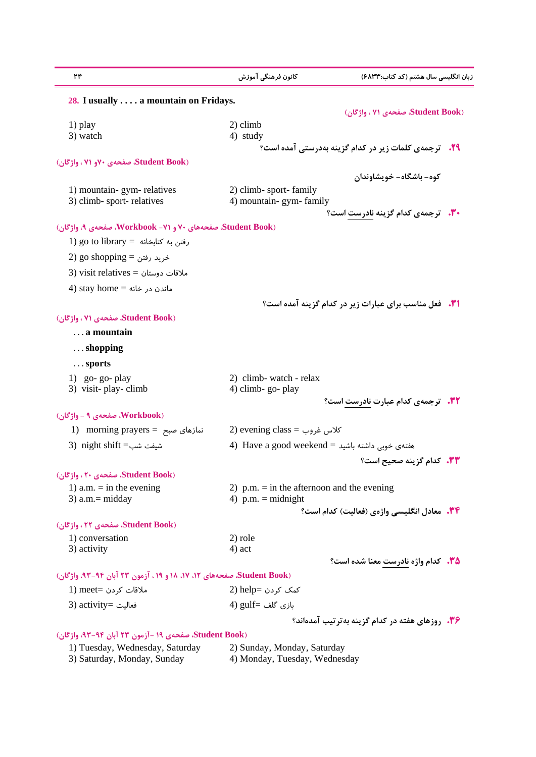**28. I usually . . . . a mountain on Fridays.**

(Student Book، صفحه‌ی ۷۱ ، واژگان)

1) play
2) climb
3) watch
4) study

**۲۹. ترجمه‌ی کلمات زیر در کدام گزینه به‌درستی آمده است؟**

(Student Book، صفحه‌ی ۷۰و ۷۱ ، واژگان)

کوه- باشگاه- خویشاوندان

1) mountain- gym- relatives
2) climb- sport- family
3) climb- sport- relatives
4) mountain- gym- family

**۳۰. ترجمه‌ی کدام گزینه نادرست است؟**

(Student Book، صفحه‌های ۷۰ و ۷۱- Workbook، صفحه‌ی ۹، واژگان)

1) go to library = رفتن به کتابخانه
2) go shopping = خرید رفتن
3) visit relatives = ملاقات دوستان
4) stay home = ماندن در خانه

**۳۱. فعل مناسب برای عبارات زیر در کدام گزینه آمده است؟**

(Student Book، صفحه‌ی ۷۱ ، واژگان)

**. . . a mountain**

**. . . shopping**

**. . . sports**

1) go- go- play
2) climb- watch - relax
3) visit- play- climb
4) climb- go- play

**۳۲. ترجمه‌ی کدام عبارت نادرست است؟**

(Workbook، صفحه‌ی ۹ - واژگان)

1) morning prayers = نمازهای صبح
2) evening class = کلاس غروب
3) night shift = شیفت شب
4) Have a good weekend = هفته‌ی خوبی داشته باشید

**۳۳. کدام گزینه صحیح است؟**

(Student Book، صفحه‌ی ۲۰ ، واژگان)

1) a.m. = in the evening
2) p.m. = in the afternoon and the evening
3) a.m.= midday
4) p.m. = midnight

**۳۴. معادل انگلیسی واژه‌ی (فعالیت) کدام است؟**

(Student Book، صفحه‌ی ۲۲ ، واژگان)

1) conversation
2) role
3) activity
4) act

**۳۵. کدام واژه نادرست معنا شده است؟**

(Student Book، صفحه‌های ۱۲، ۱۷، ۱۸ و ۱۹ ، آزمون ۲۳ آبان ۹۴-۹۳، واژگان)

1) meet= ملاقات کردن
2) help= کمک کردن
3) activity= فعالیت
4) gulf= بازی گلف

**۳۶. روزهای هفته در کدام گزینه به‌ترتیب آمده‌اند؟**

(Student Book، صفحه‌ی ۱۹ -آزمون ۲۳ آبان ۹۴-۹۳، واژگان)

1) Tuesday, Wednesday, Saturday
2) Sunday, Monday, Saturday
3) Saturday, Monday, Sunday
4) Monday, Tuesday, Wednesday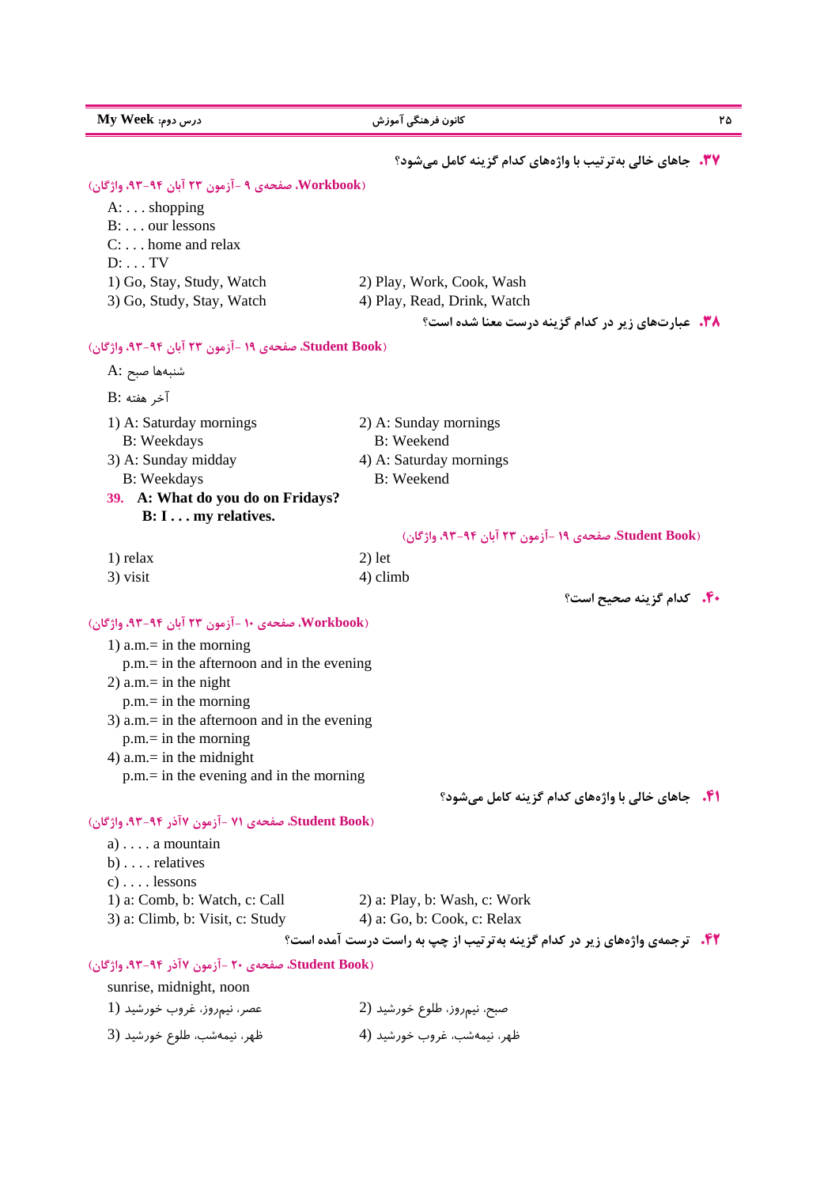**۳۷. جاهای خالی به‌ترتیب با واژه‌های کدام گزینه کامل می‌شود؟**

(Workbook، صفحه‌ی ۹ -آزمون ۲۳ آبان ۹۴-۹۳، واژگان)

A: . . . shopping
B: . . . our lessons
C: . . . home and relax
D: . . . TV

1) Go, Stay, Study, Watch
2) Play, Work, Cook, Wash
3) Go, Study, Stay, Watch
4) Play, Read, Drink, Watch

**۳۸. عبارت‌های زیر در کدام گزینه درست معنا شده است؟**

(Student Book، صفحه‌ی ۱۹ -آزمون ۲۳ آبان ۹۴-۹۳، واژگان)

A: شنبه‌ها صبح

B: آخر هفته

1) A: Saturday mornings
   B: Weekdays
2) A: Sunday mornings
   B: Weekend
3) A: Sunday midday
   B: Weekdays
4) A: Saturday mornings
   B: Weekend

**39. A: What do you do on Fridays?**
**B: I . . . my relatives.**

(Student Book، صفحه‌ی ۱۹ -آزمون ۲۳ آبان ۹۴-۹۳، واژگان)

1) relax
2) let
3) visit
4) climb

**۴۰. کدام گزینه صحیح است؟**

(Workbook، صفحه‌ی ۱۰ -آزمون ۲۳ آبان ۹۴-۹۳، واژگان)

1) a.m.= in the morning
   p.m.= in the afternoon and in the evening
2) a.m.= in the night
   p.m.= in the morning
3) a.m.= in the afternoon and in the evening
   p.m.= in the morning
4) a.m.= in the midnight
   p.m.= in the evening and in the morning

**۴۱. جاهای خالی با واژه‌های کدام گزینه کامل می‌شود؟**

(Student Book، صفحه‌ی ۷۱ -آزمون ۷ آذر ۹۴-۹۳، واژگان)

a) . . . . a mountain
b) . . . . relatives
c) . . . . lessons

1) a: Comb, b: Watch, c: Call
2) a: Play, b: Wash, c: Work
3) a: Climb, b: Visit, c: Study
4) a: Go, b: Cook, c: Relax

**۴۲. ترجمه‌ی واژه‌های زیر در کدام گزینه به‌ترتیب از چپ به راست درست آمده است؟**

(Student Book، صفحه‌ی ۲۰ -آزمون ۷ آذر ۹۴-۹۳، واژگان)

sunrise, midnight, noon

1) عصر، نیم‌روز، غروب خورشید
2) صبح، نیم‌روز، طلوع خورشید
3) ظهر، نیمه‌شب، طلوع خورشید
4) ظهر، نیمه‌شب، غروب خورشید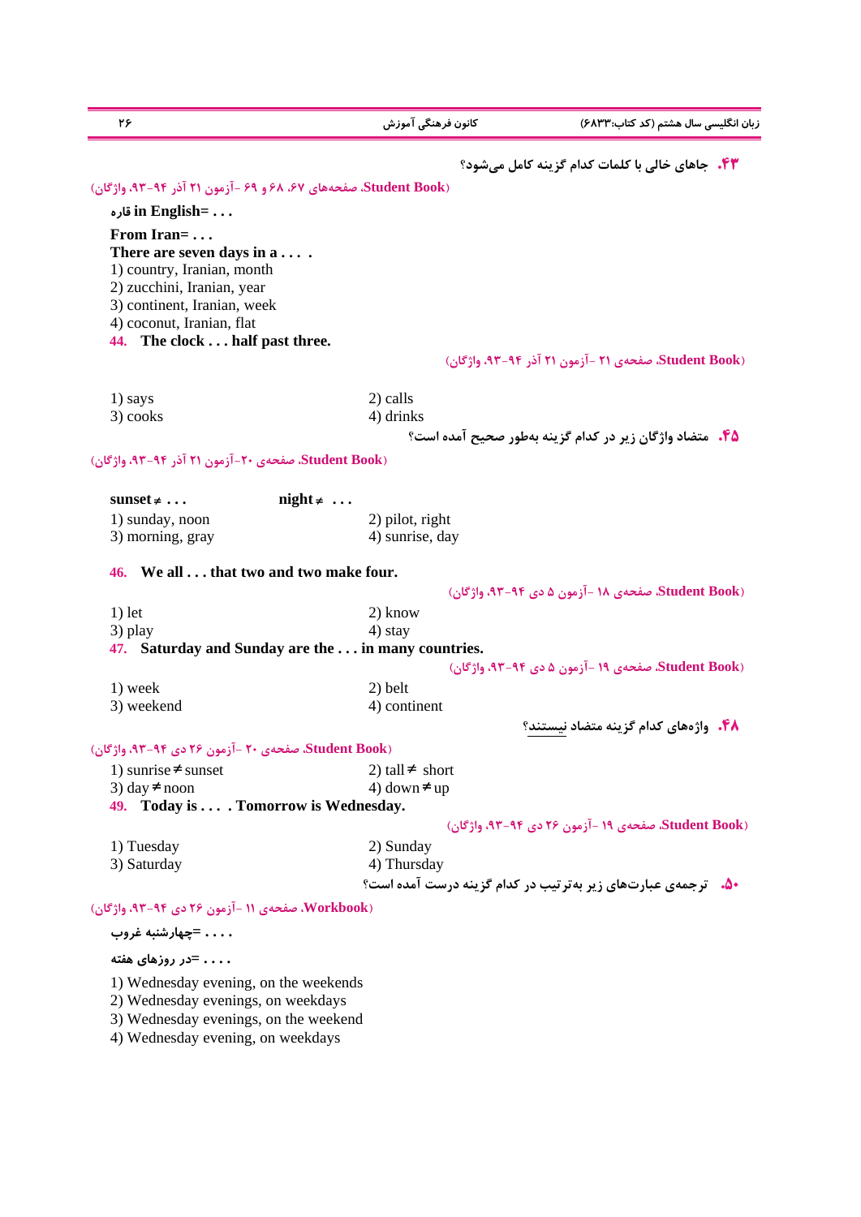**۴۳. جاهای خالی با کلمات کدام گزینه کامل می‌شود؟**

(Student Book، صفحه‌های ۶۷، ۶۸ و ۶۹ -آزمون ۲۱ آذر ۹۴-۹۳، واژگان)

**قاره in English= . . .**

**From Iran= . . .**

**There are seven days in a . . . .**

1) country, Iranian, month
2) zucchini, Iranian, year
3) continent, Iranian, week
4) coconut, Iranian, flat

**44. The clock . . . half past three.**

(Student Book، صفحه‌ی ۲۱ -آزمون ۲۱ آذر ۹۴-۹۳، واژگان)

1) says
2) calls
3) cooks
4) drinks

**۴۵. متضاد واژگان زیر در کدام گزینه به‌طور صحیح آمده است؟**

(Student Book، صفحه‌ی ۲۰-آزمون ۲۱ آذر ۹۴-۹۳، واژگان)

**sunset ≠ . . .** **night ≠ . . .**

1) sunday, noon
2) pilot, right
3) morning, gray
4) sunrise, day

**46. We all . . . that two and two make four.**

(Student Book، صفحه‌ی ۱۸ -آزمون ۵ دی ۹۴-۹۳، واژگان)

1) let
2) know
3) play
4) stay

**47. Saturday and Sunday are the . . . in many countries.**

(Student Book، صفحه‌ی ۱۹ -آزمون ۵ دی ۹۴-۹۳، واژگان)

1) week
2) belt
3) weekend
4) continent

**۴۸. واژه‌های کدام گزینه متضاد نیستند؟**

(Student Book، صفحه‌ی ۲۰ -آزمون ۲۶ دی ۹۴-۹۳، واژگان)

1) sunrise ≠ sunset
2) tall ≠ short
3) day ≠ noon
4) down ≠ up

**49. Today is . . . . Tomorrow is Wednesday.**

(Student Book، صفحه‌ی ۱۹ -آزمون ۲۶ دی ۹۴-۹۳، واژگان)

1) Tuesday
2) Sunday
3) Saturday
4) Thursday

**۵۰. ترجمه‌ی عبارت‌های زیر به‌ترتیب در کدام گزینه درست آمده است؟**

(Workbook، صفحه‌ی ۱۱ -آزمون ۲۶ دی ۹۴-۹۳، واژگان)

**چهارشنبه غروب= . . . .**

**در روزهای هفته= . . . .**

1) Wednesday evening, on the weekends
2) Wednesday evenings, on weekdays
3) Wednesday evenings, on the weekend
4) Wednesday evening, on weekdays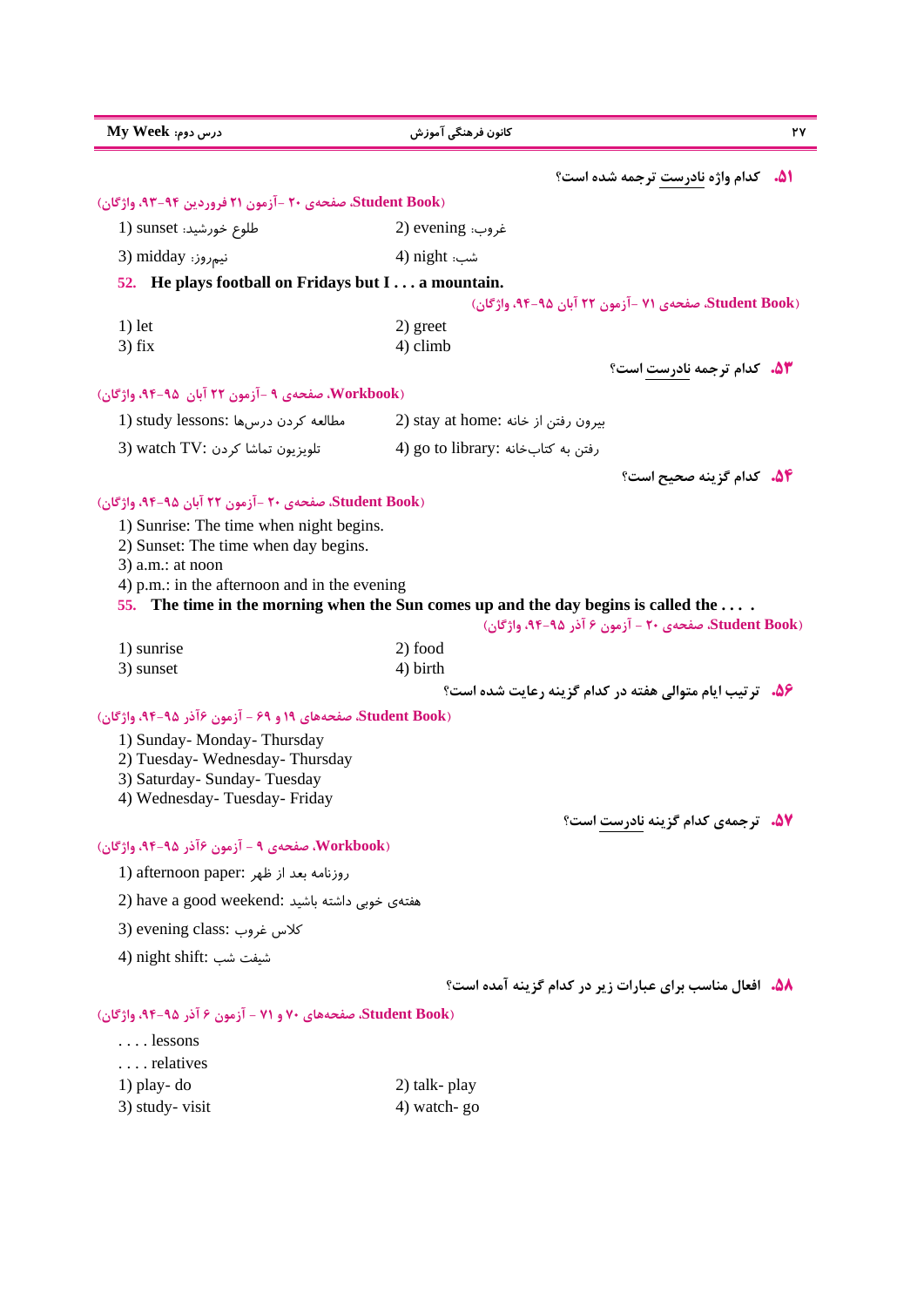**۵۱.** کدام واژه نادرست ترجمه شده است؟

(Student Book، صفحهٔ ۲۰ -آزمون ۲۱ فروردین ۹۴-۹۳، واژگان)

1) sunset: طلوع خورشید
2) evening: غروب
3) midday: نیمروز
4) night: شب

**52. He plays football on Fridays but I . . . a mountain.**

(Student Book، صفحهٔ ۷۱ -آزمون ۲۲ آبان ۹۵-۹۴، واژگان)

1) let
2) greet
3) fix
4) climb

**۵۳.** کدام ترجمه نادرست است؟

(Workbook، صفحهٔ ۹ -آزمون ۲۲ آبان ۹۵-۹۴، واژگان)

1) study lessons: مطالعه کردن درس‌ها
2) stay at home: بیرون رفتن از خانه
3) watch TV: تلویزیون تماشا کردن
4) go to library: رفتن به کتابخانه

**۵۴.** کدام گزینه صحیح است؟

(Student Book، صفحهٔ ۲۰ -آزمون ۲۲ آبان ۹۵-۹۴، واژگان)

1) Sunrise: The time when night begins.
2) Sunset: The time when day begins.
3) a.m.: at noon
4) p.m.: in the afternoon and in the evening

**55. The time in the morning when the Sun comes up and the day begins is called the . . . .**

(Student Book، صفحهٔ ۲۰ - آزمون ۶ آذر ۹۵-۹۴، واژگان)

1) sunrise
2) food
3) sunset
4) birth

**۵۶.** ترتیب ایام متوالی هفته در کدام گزینه رعایت شده است؟

(Student Book، صفحه‌های ۱۹ و ۶۹ - آزمون ۶ آذر ۹۵-۹۴، واژگان)

1) Sunday- Monday- Thursday
2) Tuesday- Wednesday- Thursday
3) Saturday- Sunday- Tuesday
4) Wednesday- Tuesday- Friday

**۵۷.** ترجمهٔ کدام گزینه نادرست است؟

(Workbook، صفحهٔ ۹ - آزمون ۶ آذر ۹۵-۹۴، واژگان)

1) afternoon paper: روزنامه بعد از ظهر
2) have a good weekend: هفته‌ی خوبی داشته باشید
3) evening class: کلاس غروب
4) night shift: شیفت شب

**۵۸.** افعال مناسب برای عبارات زیر در کدام گزینه آمده است؟

(Student Book، صفحه‌های ۷۰ و ۷۱ - آزمون ۶ آذر ۹۵-۹۴، واژگان)

. . . . lessons
. . . . relatives

1) play- do
2) talk- play
3) study- visit
4) watch- go